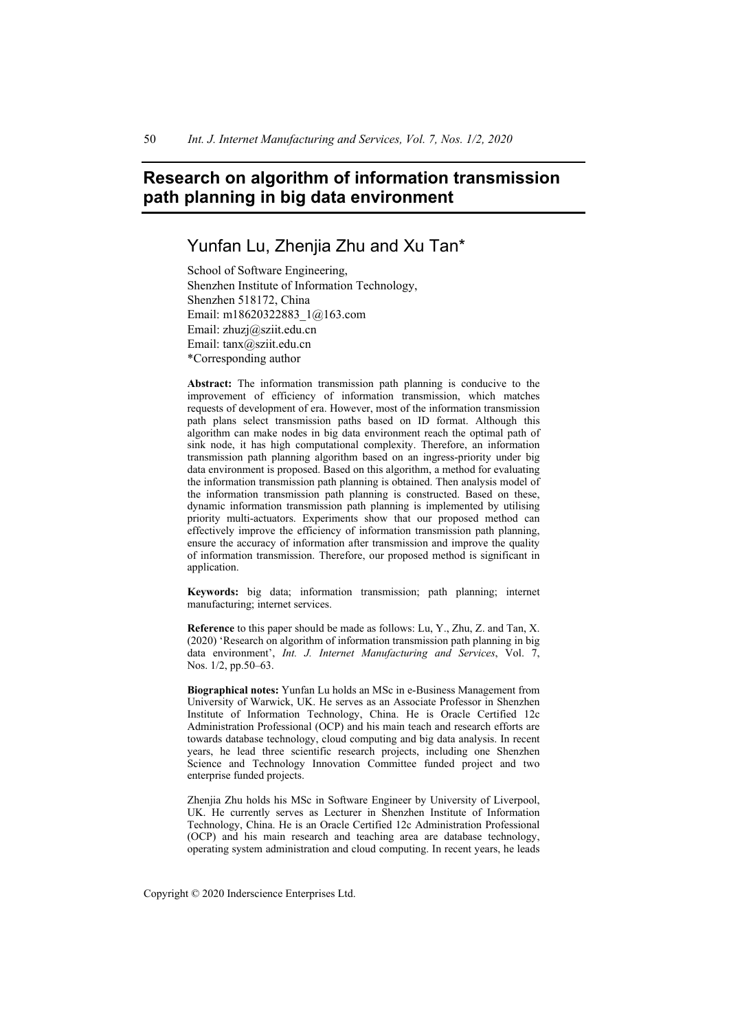# Research on algorithm of information transmission path planning in big data environment

## Yunfan Lu, Zhenjia Zhu and Xu Tan*

School of Software Engineering,
Shenzhen Institute of Information Technology,
Shenzhen 518172, China
Email: m18620322883_1@163.com
Email: zhuzj@sziit.edu.cn
Email: tanx@sziit.edu.cn
*Corresponding author

**Abstract:** The information transmission path planning is conducive to the improvement of efficiency of information transmission, which matches requests of development of era. However, most of the information transmission path plans select transmission paths based on ID format. Although this algorithm can make nodes in big data environment reach the optimal path of sink node, it has high computational complexity. Therefore, an information transmission path planning algorithm based on an ingress-priority under big data environment is proposed. Based on this algorithm, a method for evaluating the information transmission path planning is obtained. Then analysis model of the information transmission path planning is constructed. Based on these, dynamic information transmission path planning is implemented by utilising priority multi-actuators. Experiments show that our proposed method can effectively improve the efficiency of information transmission path planning, ensure the accuracy of information after transmission and improve the quality of information transmission. Therefore, our proposed method is significant in application.

**Keywords:** big data; information transmission; path planning; internet manufacturing; internet services.

**Reference** to this paper should be made as follows: Lu, Y., Zhu, Z. and Tan, X. (2020) 'Research on algorithm of information transmission path planning in big data environment', *Int. J. Internet Manufacturing and Services*, Vol. 7, Nos. 1/2, pp.50–63.

**Biographical notes:** Yunfan Lu holds an MSc in e-Business Management from University of Warwick, UK. He serves as an Associate Professor in Shenzhen Institute of Information Technology, China. He is Oracle Certified 12c Administration Professional (OCP) and his main teach and research efforts are towards database technology, cloud computing and big data analysis. In recent years, he lead three scientific research projects, including one Shenzhen Science and Technology Innovation Committee funded project and two enterprise funded projects.

Zhenjia Zhu holds his MSc in Software Engineer by University of Liverpool, UK. He currently serves as Lecturer in Shenzhen Institute of Information Technology, China. He is an Oracle Certified 12c Administration Professional (OCP) and his main research and teaching area are database technology, operating system administration and cloud computing. In recent years, he leads

Copyright © 2020 Inderscience Enterprises Ltd.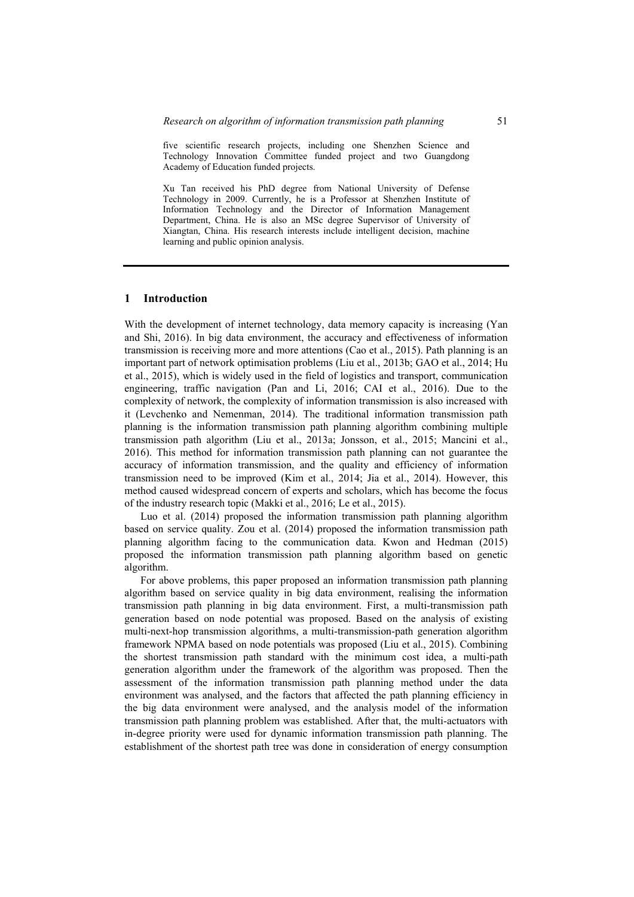five scientific research projects, including one Shenzhen Science and Technology Innovation Committee funded project and two Guangdong Academy of Education funded projects.

Xu Tan received his PhD degree from National University of Defense Technology in 2009. Currently, he is a Professor at Shenzhen Institute of Information Technology and the Director of Information Management Department, China. He is also an MSc degree Supervisor of University of Xiangtan, China. His research interests include intelligent decision, machine learning and public opinion analysis.

## 1 Introduction

With the development of internet technology, data memory capacity is increasing (Yan and Shi, 2016). In big data environment, the accuracy and effectiveness of information transmission is receiving more and more attentions (Cao et al., 2015). Path planning is an important part of network optimisation problems (Liu et al., 2013b; GAO et al., 2014; Hu et al., 2015), which is widely used in the field of logistics and transport, communication engineering, traffic navigation (Pan and Li, 2016; CAI et al., 2016). Due to the complexity of network, the complexity of information transmission is also increased with it (Levchenko and Nemenman, 2014). The traditional information transmission path planning is the information transmission path planning algorithm combining multiple transmission path algorithm (Liu et al., 2013a; Jonsson, et al., 2015; Mancini et al., 2016). This method for information transmission path planning can not guarantee the accuracy of information transmission, and the quality and efficiency of information transmission need to be improved (Kim et al., 2014; Jia et al., 2014). However, this method caused widespread concern of experts and scholars, which has become the focus of the industry research topic (Makki et al., 2016; Le et al., 2015).

Luo et al. (2014) proposed the information transmission path planning algorithm based on service quality. Zou et al. (2014) proposed the information transmission path planning algorithm facing to the communication data. Kwon and Hedman (2015) proposed the information transmission path planning algorithm based on genetic algorithm.

For above problems, this paper proposed an information transmission path planning algorithm based on service quality in big data environment, realising the information transmission path planning in big data environment. First, a multi-transmission path generation based on node potential was proposed. Based on the analysis of existing multi-next-hop transmission algorithms, a multi-transmission-path generation algorithm framework NPMA based on node potentials was proposed (Liu et al., 2015). Combining the shortest transmission path standard with the minimum cost idea, a multi-path generation algorithm under the framework of the algorithm was proposed. Then the assessment of the information transmission path planning method under the data environment was analysed, and the factors that affected the path planning efficiency in the big data environment were analysed, and the analysis model of the information transmission path planning problem was established. After that, the multi-actuators with in-degree priority were used for dynamic information transmission path planning. The establishment of the shortest path tree was done in consideration of energy consumption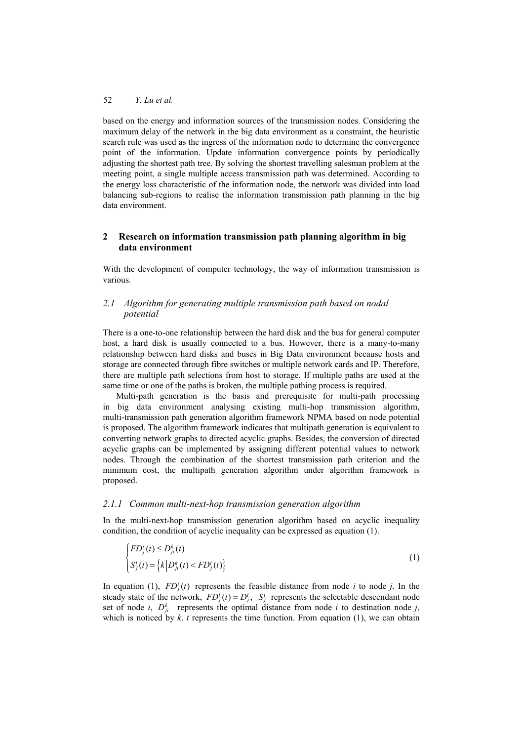based on the energy and information sources of the transmission nodes. Considering the maximum delay of the network in the big data environment as a constraint, the heuristic search rule was used as the ingress of the information node to determine the convergence point of the information. Update information convergence points by periodically adjusting the shortest path tree. By solving the shortest travelling salesman problem at the meeting point, a single multiple access transmission path was determined. According to the energy loss characteristic of the information node, the network was divided into load balancing sub-regions to realise the information transmission path planning in the big data environment.

## 2 Research on information transmission path planning algorithm in big data environment

With the development of computer technology, the way of information transmission is various.

### *2.1 Algorithm for generating multiple transmission path based on nodal potential*

There is a one-to-one relationship between the hard disk and the bus for general computer host, a hard disk is usually connected to a bus. However, there is a many-to-many relationship between hard disks and buses in Big Data environment because hosts and storage are connected through fibre switches or multiple network cards and IP. Therefore, there are multiple path selections from host to storage. If multiple paths are used at the same time or one of the paths is broken, the multiple pathing process is required.

Multi-path generation is the basis and prerequisite for multi-path processing in big data environment analysing existing multi-hop transmission algorithm, multi-transmission path generation algorithm framework NPMA based on node potential is proposed. The algorithm framework indicates that multipath generation is equivalent to converting network graphs to directed acyclic graphs. Besides, the conversion of directed acyclic graphs can be implemented by assigning different potential values to network nodes. Through the combination of the shortest transmission path criterion and the minimum cost, the multipath generation algorithm under algorithm framework is proposed.

#### *2.1.1 Common multi-next-hop transmission generation algorithm*

In the multi-next-hop transmission generation algorithm based on acyclic inequality condition, the condition of acyclic inequality can be expressed as equation (1).

$$\begin{cases} FD_j^i(t) \le D_{ji}^k(t) \\ S_j^i(t) = \left\{ k \left| D_{ji}^k(t) < FD_j^i(t) \right. \right\} \end{cases} \tag{1}$$

In equation (1), $FD_j^i(t)$ represents the feasible distance from node $i$ to node $j$. In the steady state of the network, $FD_j^i(t) = D_j^i$, $S_j^i$ represents the selectable descendant node set of node $i$, $D_{ji}^k$ represents the optimal distance from node $i$ to destination node $j$, which is noticed by $k$. $t$ represents the time function. From equation (1), we can obtain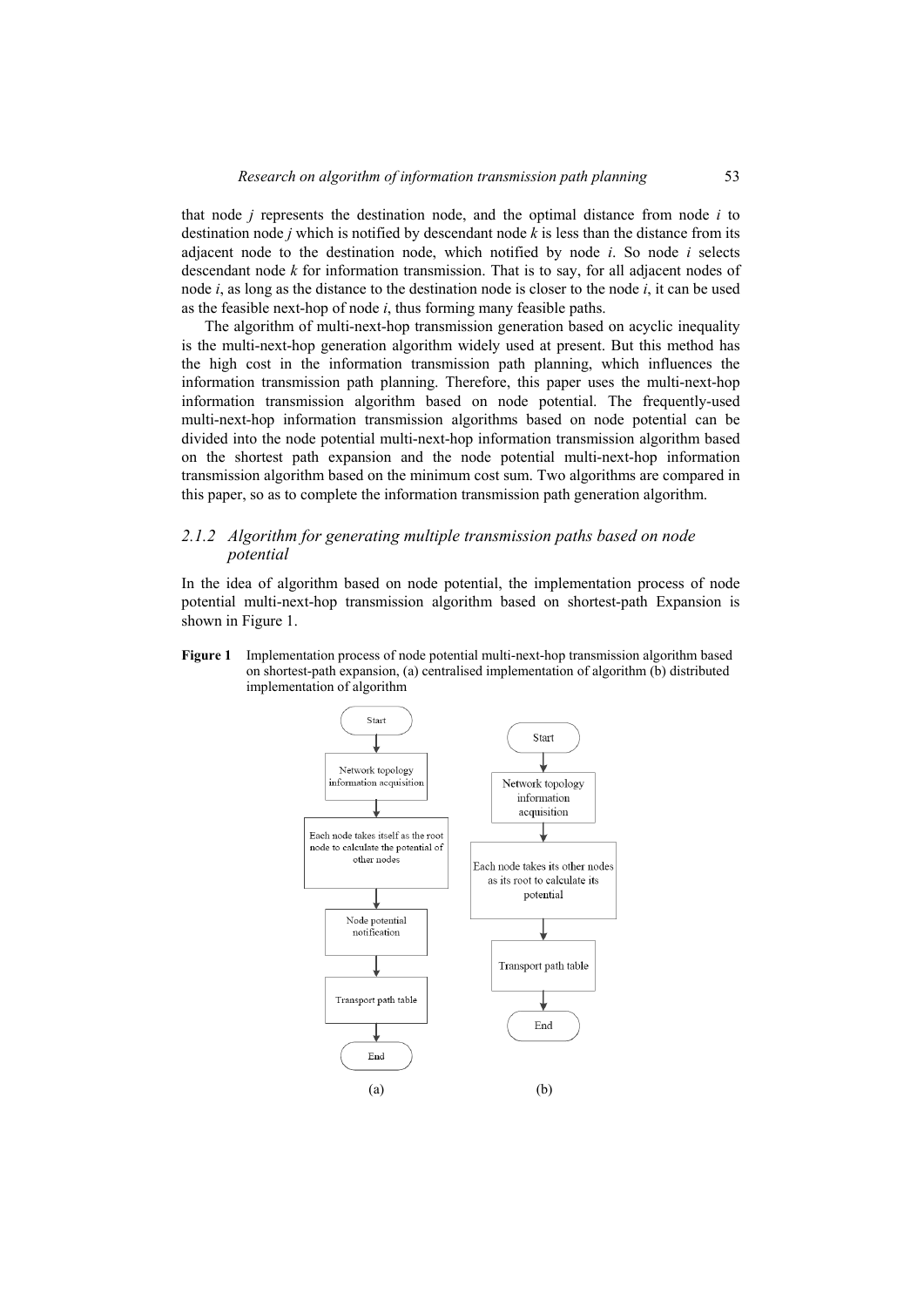that node $j$ represents the destination node, and the optimal distance from node $i$ to destination node $j$ which is notified by descendant node $k$ is less than the distance from its adjacent node to the destination node, which notified by node $i$. So node $i$ selects descendant node $k$ for information transmission. That is to say, for all adjacent nodes of node $i$, as long as the distance to the destination node is closer to the node $i$, it can be used as the feasible next-hop of node $i$, thus forming many feasible paths.

The algorithm of multi-next-hop transmission generation based on acyclic inequality is the multi-next-hop generation algorithm widely used at present. But this method has the high cost in the information transmission path planning, which influences the information transmission path planning. Therefore, this paper uses the multi-next-hop information transmission algorithm based on node potential. The frequently-used multi-next-hop information transmission algorithms based on node potential can be divided into the node potential multi-next-hop information transmission algorithm based on the shortest path expansion and the node potential multi-next-hop information transmission algorithm based on the minimum cost sum. Two algorithms are compared in this paper, so as to complete the information transmission path generation algorithm.

### *2.1.2 Algorithm for generating multiple transmission paths based on node potential*

In the idea of algorithm based on node potential, the implementation process of node potential multi-next-hop transmission algorithm based on shortest-path Expansion is shown in Figure 1.

**Figure 1** Implementation process of node potential multi-next-hop transmission algorithm based on shortest-path expansion, (a) centralised implementation of algorithm (b) distributed implementation of algorithm

(a): Start → Network topology information acquisition → Each node takes itself as the root node to calculate the potential of other nodes → Node potential notification → Transport path table → End

(b): Start → Network topology information acquisition → Each node takes its other nodes as its root to calculate its potential → Transport path table → End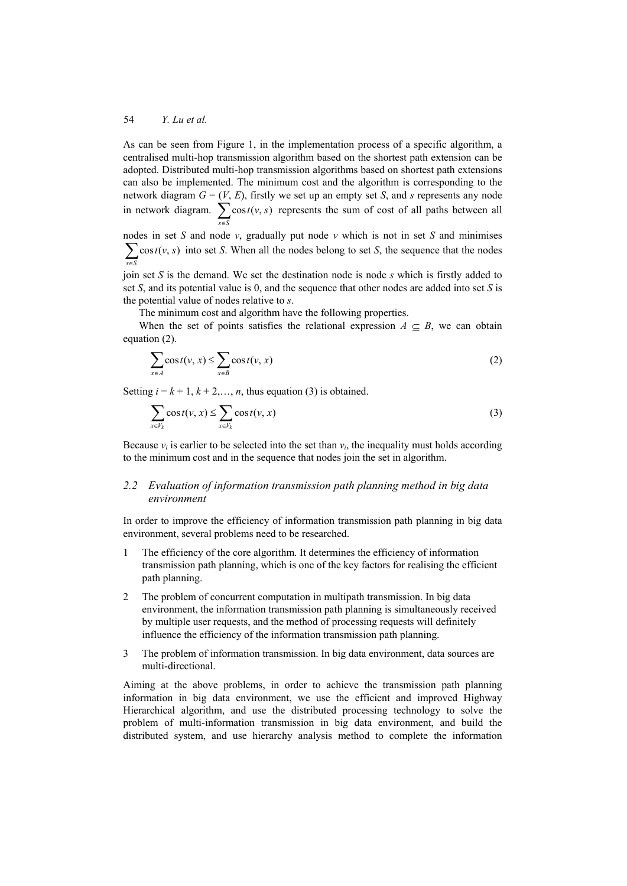As can be seen from Figure 1, in the implementation process of a specific algorithm, a centralised multi-hop transmission algorithm based on the shortest path extension can be adopted. Distributed multi-hop transmission algorithms based on shortest path extensions can also be implemented. The minimum cost and the algorithm is corresponding to the network diagram $G = (V, E)$, firstly we set up an empty set $S$, and $s$ represents any node in network diagram. $\sum_{s \in S} \cos t(v, s)$ represents the sum of cost of all paths between all nodes in set $S$ and node $v$, gradually put node $v$ which is not in set $S$ and minimises $\sum_{s \in S} \cos t(v, s)$ into set $S$. When all the nodes belong to set $S$, the sequence that the nodes join set $S$ is the demand. We set the destination node is node $s$ which is firstly added to set $S$, and its potential value is 0, and the sequence that other nodes are added into set $S$ is the potential value of nodes relative to $s$.

The minimum cost and algorithm have the following properties.

When the set of points satisfies the relational expression $A \subseteq B$, we can obtain equation (2).

$$\sum_{x \in A} \cos t(v, x) \leq \sum_{x \in B} \cos t(v, x) \tag{2}$$

Setting $i = k + 1, k + 2, \ldots, n$, thus equation (3) is obtained.

$$\sum_{x \in V_k} \cos t(v, x) \leq \sum_{x \in V_k} \cos t(v, x) \tag{3}$$

Because $v_i$ is earlier to be selected into the set than $v_i$, the inequality must holds according to the minimum cost and in the sequence that nodes join the set in algorithm.

### 2.2 Evaluation of information transmission path planning method in big data environment

In order to improve the efficiency of information transmission path planning in big data environment, several problems need to be researched.

1. The efficiency of the core algorithm. It determines the efficiency of information transmission path planning, which is one of the key factors for realising the efficient path planning.
2. The problem of concurrent computation in multipath transmission. In big data environment, the information transmission path planning is simultaneously received by multiple user requests, and the method of processing requests will definitely influence the efficiency of the information transmission path planning.
3. The problem of information transmission. In big data environment, data sources are multi-directional.

Aiming at the above problems, in order to achieve the transmission path planning information in big data environment, we use the efficient and improved Highway Hierarchical algorithm, and use the distributed processing technology to solve the problem of multi-information transmission in big data environment, and build the distributed system, and use hierarchy analysis method to complete the information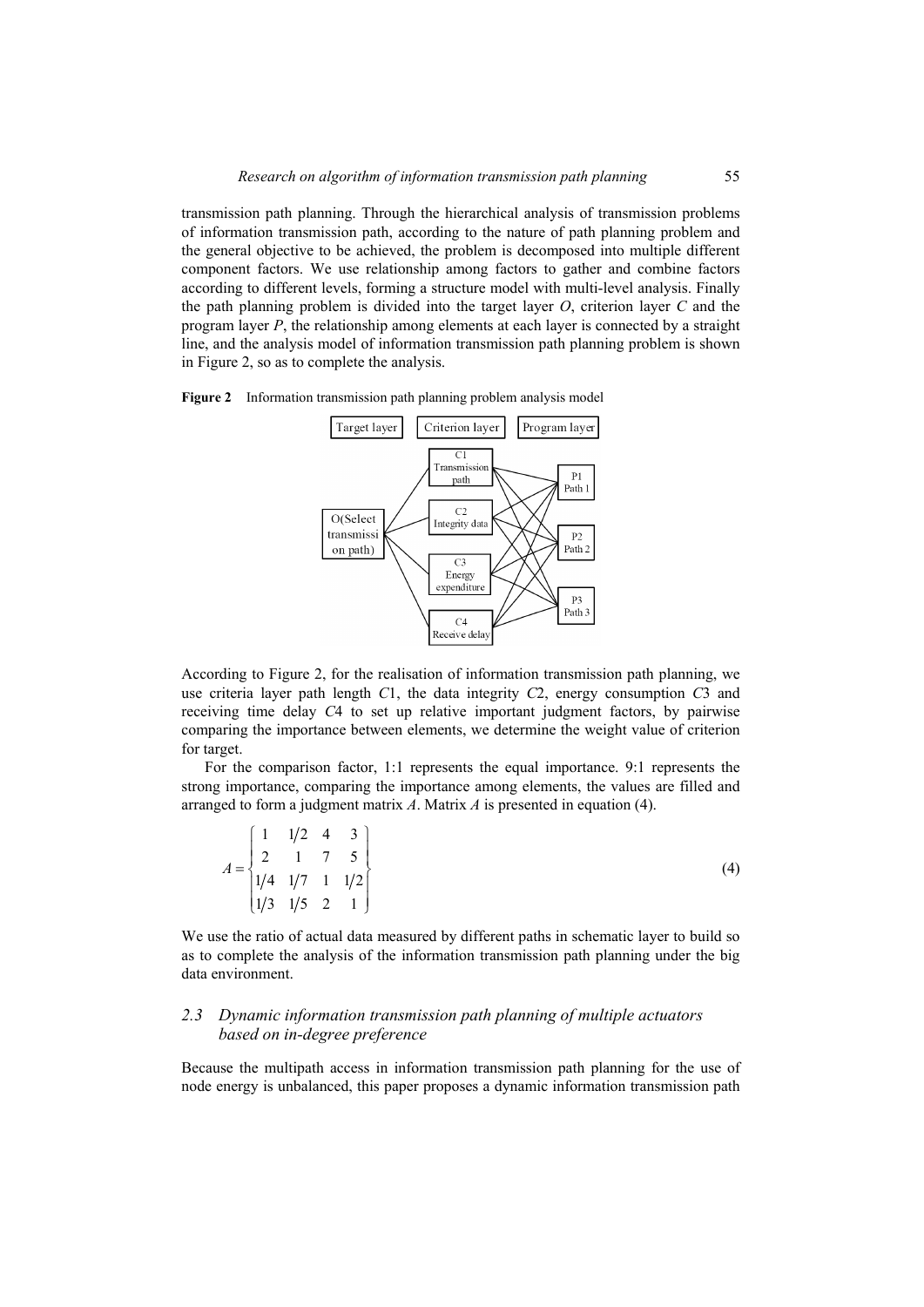transmission path planning. Through the hierarchical analysis of transmission problems of information transmission path, according to the nature of path planning problem and the general objective to be achieved, the problem is decomposed into multiple different component factors. We use relationship among factors to gather and combine factors according to different levels, forming a structure model with multi-level analysis. Finally the path planning problem is divided into the target layer *O*, criterion layer *C* and the program layer *P*, the relationship among elements at each layer is connected by a straight line, and the analysis model of information transmission path planning problem is shown in Figure 2, so as to complete the analysis.

**Figure 2** Information transmission path planning problem analysis model

According to Figure 2, for the realisation of information transmission path planning, we use criteria layer path length *C*1, the data integrity *C*2, energy consumption *C*3 and receiving time delay *C*4 to set up relative important judgment factors, by pairwise comparing the importance between elements, we determine the weight value of criterion for target.

For the comparison factor, 1:1 represents the equal importance. 9:1 represents the strong importance, comparing the importance among elements, the values are filled and arranged to form a judgment matrix *A*. Matrix *A* is presented in equation (4).

$$A = \begin{Bmatrix} 1 & 1/2 & 4 & 3 \\ 2 & 1 & 7 & 5 \\ 1/4 & 1/7 & 1 & 1/2 \\ 1/3 & 1/5 & 2 & 1 \end{Bmatrix} \tag{4}$$

We use the ratio of actual data measured by different paths in schematic layer to build so as to complete the analysis of the information transmission path planning under the big data environment.

### 2.3 Dynamic information transmission path planning of multiple actuators based on in-degree preference

Because the multipath access in information transmission path planning for the use of node energy is unbalanced, this paper proposes a dynamic information transmission path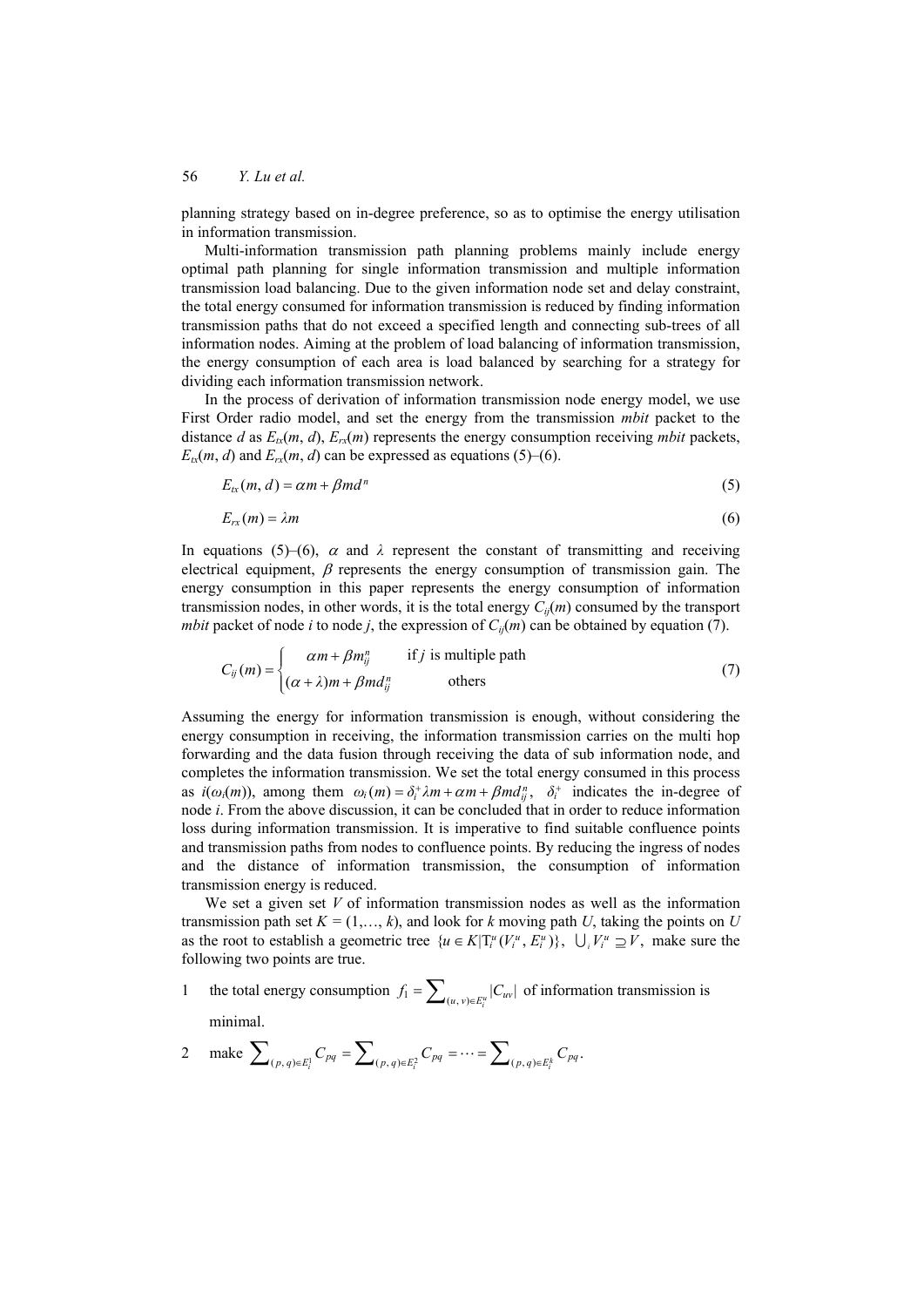planning strategy based on in-degree preference, so as to optimise the energy utilisation in information transmission.

Multi-information transmission path planning problems mainly include energy optimal path planning for single information transmission and multiple information transmission load balancing. Due to the given information node set and delay constraint, the total energy consumed for information transmission is reduced by finding information transmission paths that do not exceed a specified length and connecting sub-trees of all information nodes. Aiming at the problem of load balancing of information transmission, the energy consumption of each area is load balanced by searching for a strategy for dividing each information transmission network.

In the process of derivation of information transmission node energy model, we use First Order radio model, and set the energy from the transmission *mbit* packet to the distance $d$ as $E_{tx}(m, d)$, $E_{rx}(m)$ represents the energy consumption receiving *mbit* packets, $E_{tx}(m, d)$ and $E_{rx}(m, d)$ can be expressed as equations (5)–(6).

$$E_{tx}(m, d) = \alpha m + \beta m d^{n} \tag{5}$$

$$E_{rx}(m) = \lambda m \tag{6}$$

In equations (5)–(6), $\alpha$ and $\lambda$ represent the constant of transmitting and receiving electrical equipment, $\beta$ represents the energy consumption of transmission gain. The energy consumption in this paper represents the energy consumption of information transmission nodes, in other words, it is the total energy $C_{ij}(m)$ consumed by the transport *mbit* packet of node $i$ to node $j$, the expression of $C_{ij}(m)$ can be obtained by equation (7).

$$C_{ij}(m) = \begin{cases} \alpha m + \beta m_{ij}^{n} & \text{if } j \text{ is multiple path} \\ (\alpha + \lambda) m + \beta m d_{ij}^{n} & \text{others} \end{cases} \tag{7}$$

Assuming the energy for information transmission is enough, without considering the energy consumption in receiving, the information transmission carries on the multi hop forwarding and the data fusion through receiving the data of sub information node, and completes the information transmission. We set the total energy consumed in this process as $i(\omega_i(m))$, among them $\omega_i(m) = \delta_i^{+} \lambda m + \alpha m + \beta m d_{ij}^{n}$, $\delta_i^{+}$ indicates the in-degree of node $i$. From the above discussion, it can be concluded that in order to reduce information loss during information transmission. It is imperative to find suitable confluence points and transmission paths from nodes to confluence points. By reducing the ingress of nodes and the distance of information transmission, the consumption of information transmission energy is reduced.

We set a given set $V$ of information transmission nodes as well as the information transmission path set $K = (1,\ldots, k)$, and look for $k$ moving path $U$, taking the points on $U$ as the root to establish a geometric tree $\{u \in K | \mathrm{T}_i^u (V_i^u, E_i^u)\}$, $\bigcup_i V_i^u \supseteq V$, make sure the following two points are true.

1. the total energy consumption $f_1 = \sum_{(u,v) \in E_i^u} |C_{uv}|$ of information transmission is minimal.
2. make $\sum_{(p,q) \in E_i^1} C_{pq} = \sum_{(p,q) \in E_i^2} C_{pq} = \cdots = \sum_{(p,q) \in E_i^k} C_{pq}$.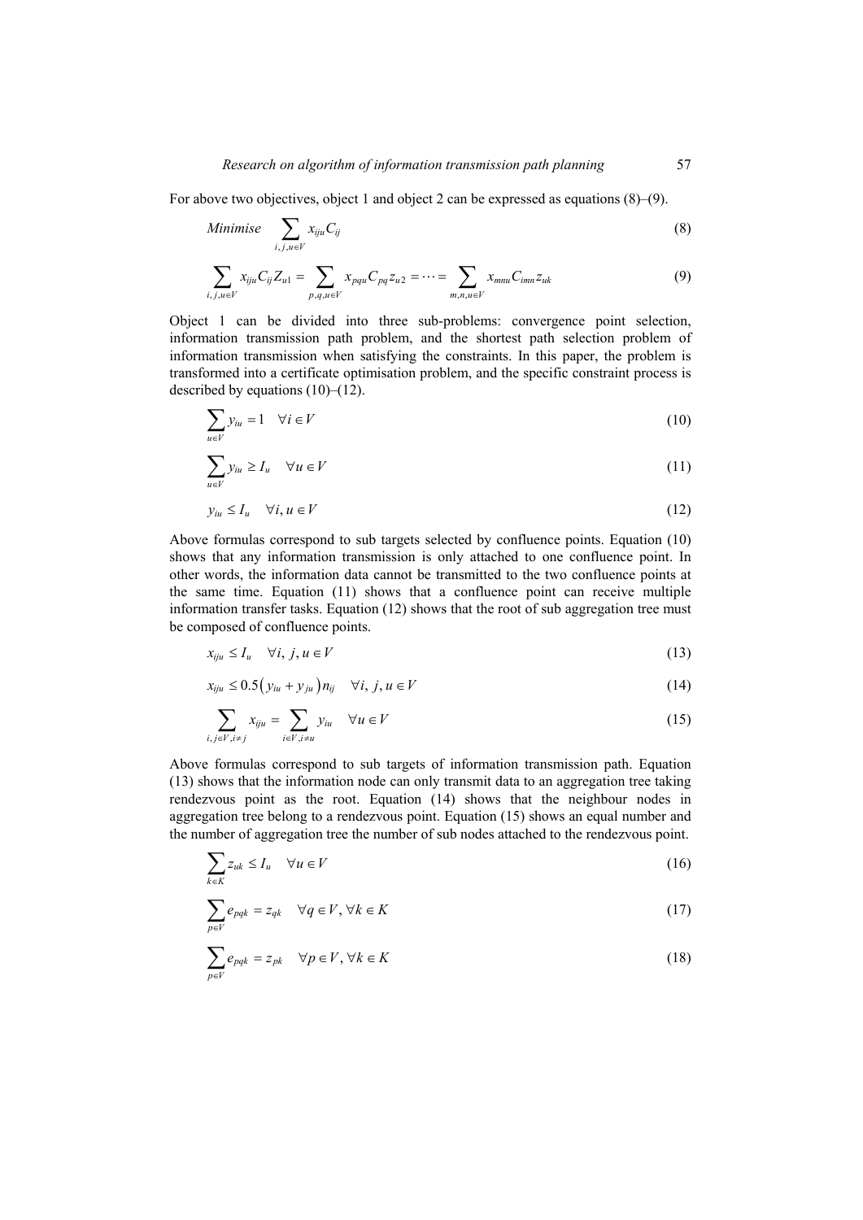For above two objectives, object 1 and object 2 can be expressed as equations (8)–(9).

$$Minimise \quad \sum_{i,j,u \in V} x_{iju} C_{ij} \tag{8}$$

$$\sum_{i,j,u \in V} x_{iju} C_{ij} Z_{u1} = \sum_{p,q,u \in V} x_{pqu} C_{pq} z_{u2} = \cdots = \sum_{m,n,u \in V} x_{mnu} C_{imn} z_{uk} \tag{9}$$

Object 1 can be divided into three sub-problems: convergence point selection, information transmission path problem, and the shortest path selection problem of information transmission when satisfying the constraints. In this paper, the problem is transformed into a certificate optimisation problem, and the specific constraint process is described by equations (10)–(12).

$$\sum_{u \in V} y_{iu} = 1 \quad \forall i \in V \tag{10}$$

$$\sum_{u \in V} y_{iu} \geq I_u \quad \forall u \in V \tag{11}$$

$$y_{iu} \leq I_u \quad \forall i, u \in V \tag{12}$$

Above formulas correspond to sub targets selected by confluence points. Equation (10) shows that any information transmission is only attached to one confluence point. In other words, the information data cannot be transmitted to the two confluence points at the same time. Equation (11) shows that a confluence point can receive multiple information transfer tasks. Equation (12) shows that the root of sub aggregation tree must be composed of confluence points.

$$x_{iju} \leq I_u \quad \forall i,\ j, u \in V \tag{13}$$

$$x_{iju} \leq 0.5\left(y_{iu} + y_{ju}\right) n_{ij} \quad \forall i,\ j, u \in V \tag{14}$$

$$\sum_{i,j \in V, i \neq j} x_{iju} = \sum_{i \in V, i \neq u} y_{iu} \quad \forall u \in V \tag{15}$$

Above formulas correspond to sub targets of information transmission path. Equation (13) shows that the information node can only transmit data to an aggregation tree taking rendezvous point as the root. Equation (14) shows that the neighbour nodes in aggregation tree belong to a rendezvous point. Equation (15) shows an equal number and the number of aggregation tree the number of sub nodes attached to the rendezvous point.

$$\sum_{k \in K} z_{uk} \leq I_u \quad \forall u \in V \tag{16}$$

$$\sum_{p \in V} e_{pqk} = z_{qk} \quad \forall q \in V, \forall k \in K \tag{17}$$

$$\sum_{p \in V} e_{pqk} = z_{pk} \quad \forall p \in V, \forall k \in K \tag{18}$$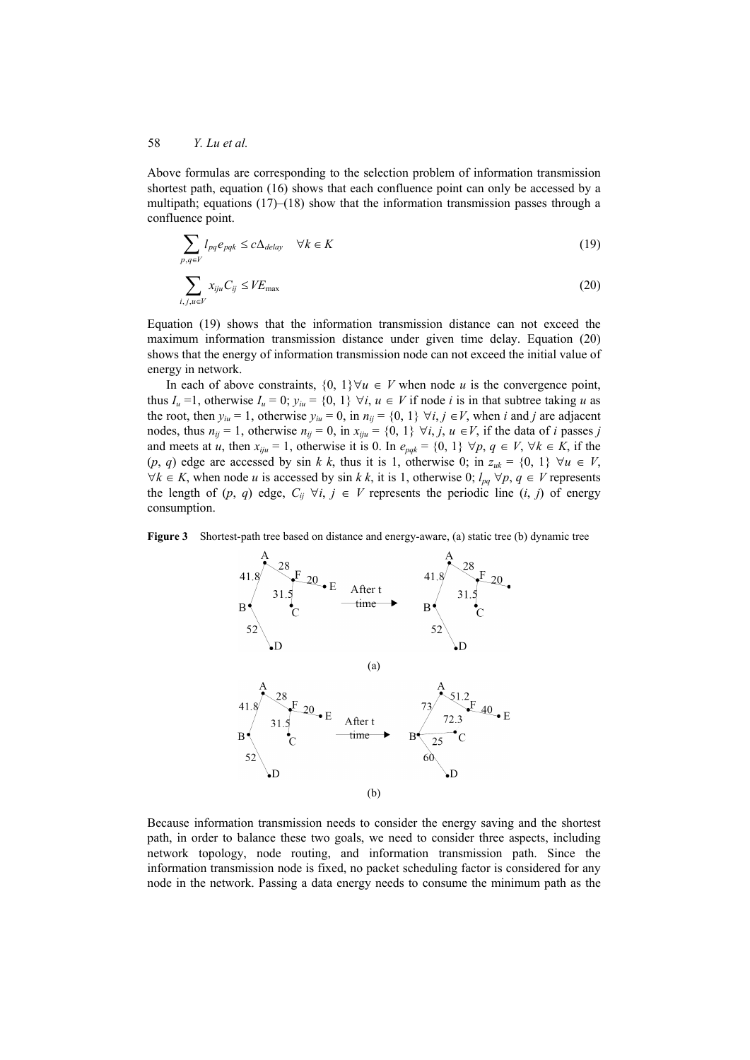Above formulas are corresponding to the selection problem of information transmission shortest path, equation (16) shows that each confluence point can only be accessed by a multipath; equations (17)–(18) show that the information transmission passes through a confluence point.

$$\sum_{p,q \in V} l_{pq} e_{pqk} \leq c\Delta_{delay} \quad \forall k \in K \tag{19}$$

$$\sum_{i,j,u \in V} x_{iju} C_{ij} \leq VE_{\max} \tag{20}$$

Equation (19) shows that the information transmission distance can not exceed the maximum information transmission distance under given time delay. Equation (20) shows that the energy of information transmission node can not exceed the initial value of energy in network.

In each of above constraints, $\{0, 1\} \forall u \in V$ when node $u$ is the convergence point, thus $I_u = 1$, otherwise $I_u = 0$; $y_{iu} = \{0, 1\}$ $\forall i, u \in V$ if node $i$ is in that subtree taking $u$ as the root, then $y_{iu} = 1$, otherwise $y_{iu} = 0$, in $n_{ij} = \{0, 1\}$ $\forall i, j \in V$, when $i$ and $j$ are adjacent nodes, thus $n_{ij} = 1$, otherwise $n_{ij} = 0$, in $x_{iju} = \{0, 1\}$ $\forall i, j, u \in V$, if the data of $i$ passes $j$ and meets at $u$, then $x_{iju} = 1$, otherwise it is 0. In $e_{pqk} = \{0, 1\}$ $\forall p, q \in V$, $\forall k \in K$, if the $(p, q)$ edge are accessed by sin $k$ $k$, thus it is 1, otherwise 0; in $z_{uk} = \{0, 1\}$ $\forall u \in V$, $\forall k \in K$, when node $u$ is accessed by sin $k$ $k$, it is 1, otherwise 0; $l_{pq}$ $\forall p, q \in V$ represents the length of $(p, q)$ edge, $C_{ij}$ $\forall i, j \in V$ represents the periodic line $(i, j)$ of energy consumption.

**Figure 3** Shortest-path tree based on distance and energy-aware, (a) static tree (b) dynamic tree

Because information transmission needs to consider the energy saving and the shortest path, in order to balance these two goals, we need to consider three aspects, including network topology, node routing, and information transmission path. Since the information transmission node is fixed, no packet scheduling factor is considered for any node in the network. Passing a data energy needs to consume the minimum path as the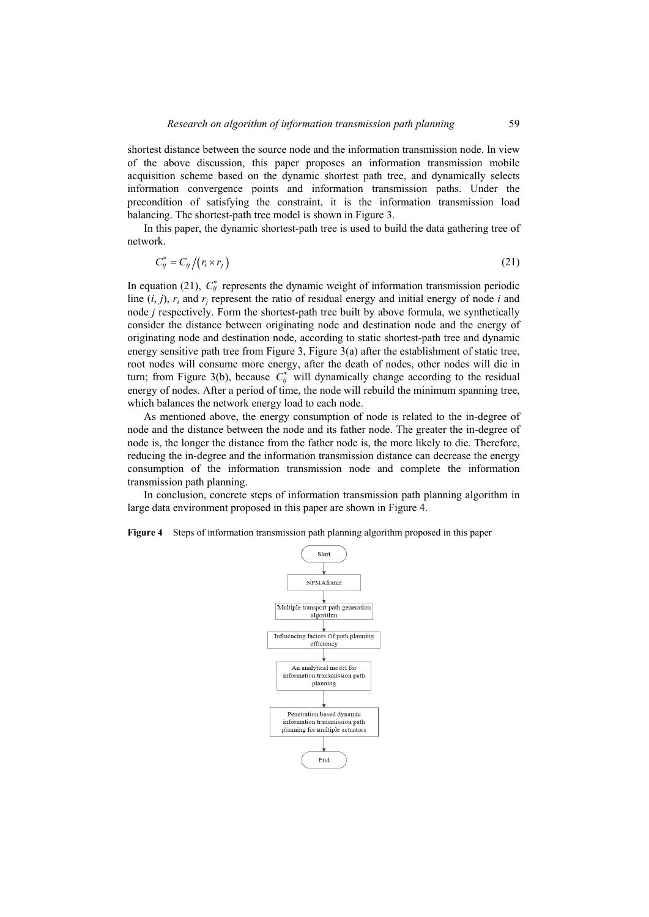shortest distance between the source node and the information transmission node. In view of the above discussion, this paper proposes an information transmission mobile acquisition scheme based on the dynamic shortest path tree, and dynamically selects information convergence points and information transmission paths. Under the precondition of satisfying the constraint, it is the information transmission load balancing. The shortest-path tree model is shown in Figure 3.

In this paper, the dynamic shortest-path tree is used to build the data gathering tree of network.

$$C_{ij}^{*} = C_{ij} / (r_i \times r_j) \tag{21}$$

In equation (21), $C_{ij}^{*}$ represents the dynamic weight of information transmission periodic line $(i, j)$, $r_i$ and $r_j$ represent the ratio of residual energy and initial energy of node $i$ and node $j$ respectively. Form the shortest-path tree built by above formula, we synthetically consider the distance between originating node and destination node and the energy of originating node and destination node, according to static shortest-path tree and dynamic energy sensitive path tree from Figure 3, Figure 3(a) after the establishment of static tree, root nodes will consume more energy, after the death of nodes, other nodes will die in turn; from Figure 3(b), because $C_{ij}^{*}$ will dynamically change according to the residual energy of nodes. After a period of time, the node will rebuild the minimum spanning tree, which balances the network energy load to each node.

As mentioned above, the energy consumption of node is related to the in-degree of node and the distance between the node and its father node. The greater the in-degree of node is, the longer the distance from the father node is, the more likely to die. Therefore, reducing the in-degree and the information transmission distance can decrease the energy consumption of the information transmission node and complete the information transmission path planning.

In conclusion, concrete steps of information transmission path planning algorithm in large data environment proposed in this paper are shown in Figure 4.

**Figure 4** Steps of information transmission path planning algorithm proposed in this paper

```
Start
  ↓
NPMAframe
  ↓
Multiple transport path generation algorithm
  ↓
Influencing factors Of path planning efficiency
  ↓
An analytical model for information transmission path planning
  ↓
Penetration based dynamic information transmission path planning for multiple actuators
  ↓
End
```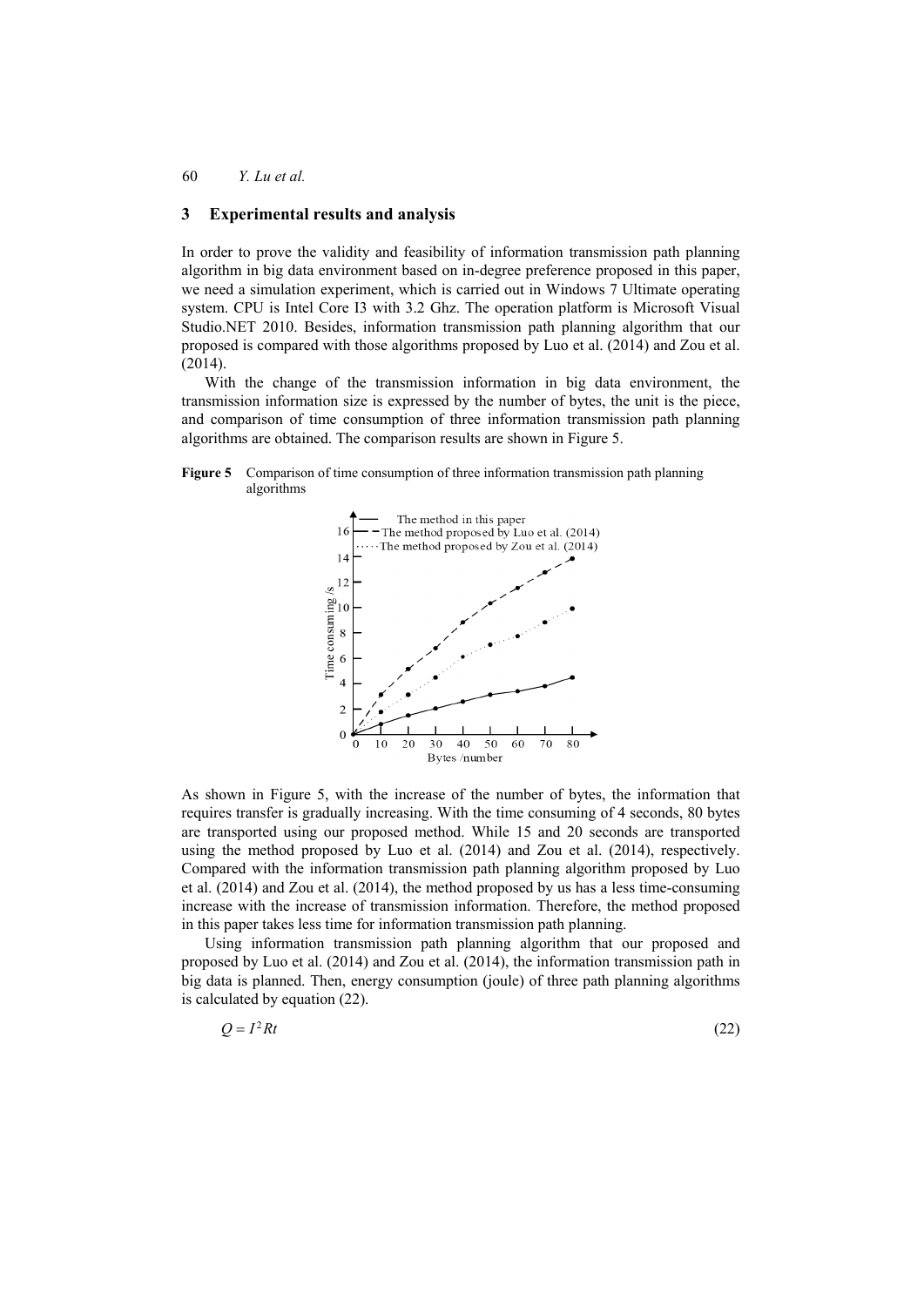## 3 Experimental results and analysis

In order to prove the validity and feasibility of information transmission path planning algorithm in big data environment based on in-degree preference proposed in this paper, we need a simulation experiment, which is carried out in Windows 7 Ultimate operating system. CPU is Intel Core I3 with 3.2 Ghz. The operation platform is Microsoft Visual Studio.NET 2010. Besides, information transmission path planning algorithm that our proposed is compared with those algorithms proposed by Luo et al. (2014) and Zou et al. (2014).

With the change of the transmission information in big data environment, the transmission information size is expressed by the number of bytes, the unit is the piece, and comparison of time consumption of three information transmission path planning algorithms are obtained. The comparison results are shown in Figure 5.

**Figure 5** Comparison of time consumption of three information transmission path planning algorithms

As shown in Figure 5, with the increase of the number of bytes, the information that requires transfer is gradually increasing. With the time consuming of 4 seconds, 80 bytes are transported using our proposed method. While 15 and 20 seconds are transported using the method proposed by Luo et al. (2014) and Zou et al. (2014), respectively. Compared with the information transmission path planning algorithm proposed by Luo et al. (2014) and Zou et al. (2014), the method proposed by us has a less time-consuming increase with the increase of transmission information. Therefore, the method proposed in this paper takes less time for information transmission path planning.

Using information transmission path planning algorithm that our proposed and proposed by Luo et al. (2014) and Zou et al. (2014), the information transmission path in big data is planned. Then, energy consumption (joule) of three path planning algorithms is calculated by equation (22).

$$Q = I^2 Rt \tag{22}$$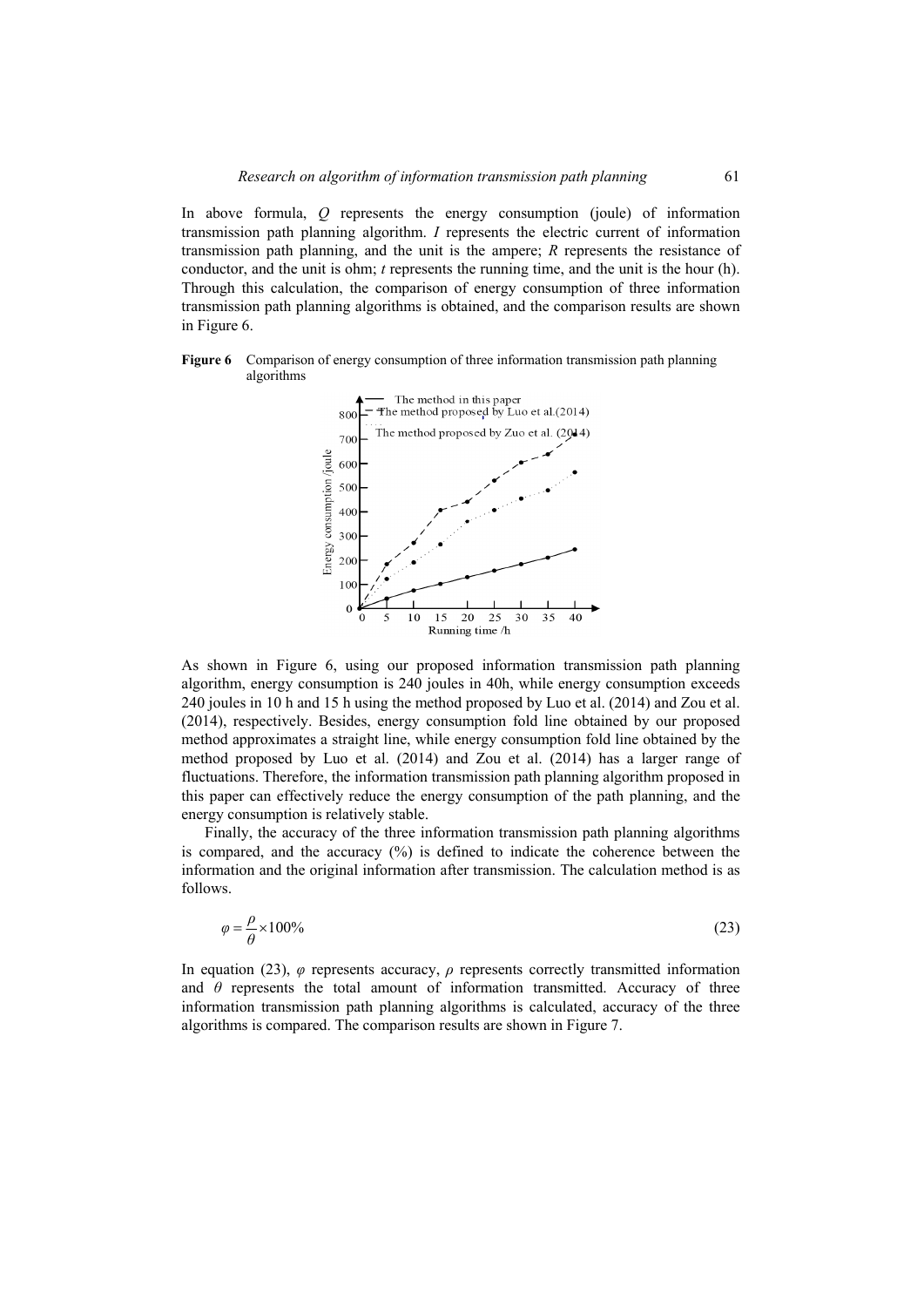In above formula, $Q$ represents the energy consumption (joule) of information transmission path planning algorithm. $I$ represents the electric current of information transmission path planning, and the unit is the ampere; $R$ represents the resistance of conductor, and the unit is ohm; $t$ represents the running time, and the unit is the hour (h). Through this calculation, the comparison of energy consumption of three information transmission path planning algorithms is obtained, and the comparison results are shown in Figure 6.

**Figure 6** Comparison of energy consumption of three information transmission path planning algorithms

As shown in Figure 6, using our proposed information transmission path planning algorithm, energy consumption is 240 joules in 40h, while energy consumption exceeds 240 joules in 10 h and 15 h using the method proposed by Luo et al. (2014) and Zou et al. (2014), respectively. Besides, energy consumption fold line obtained by our proposed method approximates a straight line, while energy consumption fold line obtained by the method proposed by Luo et al. (2014) and Zou et al. (2014) has a larger range of fluctuations. Therefore, the information transmission path planning algorithm proposed in this paper can effectively reduce the energy consumption of the path planning, and the energy consumption is relatively stable.

Finally, the accuracy of the three information transmission path planning algorithms is compared, and the accuracy (%) is defined to indicate the coherence between the information and the original information after transmission. The calculation method is as follows.

$$\varphi = \frac{\rho}{\theta} \times 100\% \tag{23}$$

In equation (23), $\varphi$ represents accuracy, $\rho$ represents correctly transmitted information and $\theta$ represents the total amount of information transmitted. Accuracy of three information transmission path planning algorithms is calculated, accuracy of the three algorithms is compared. The comparison results are shown in Figure 7.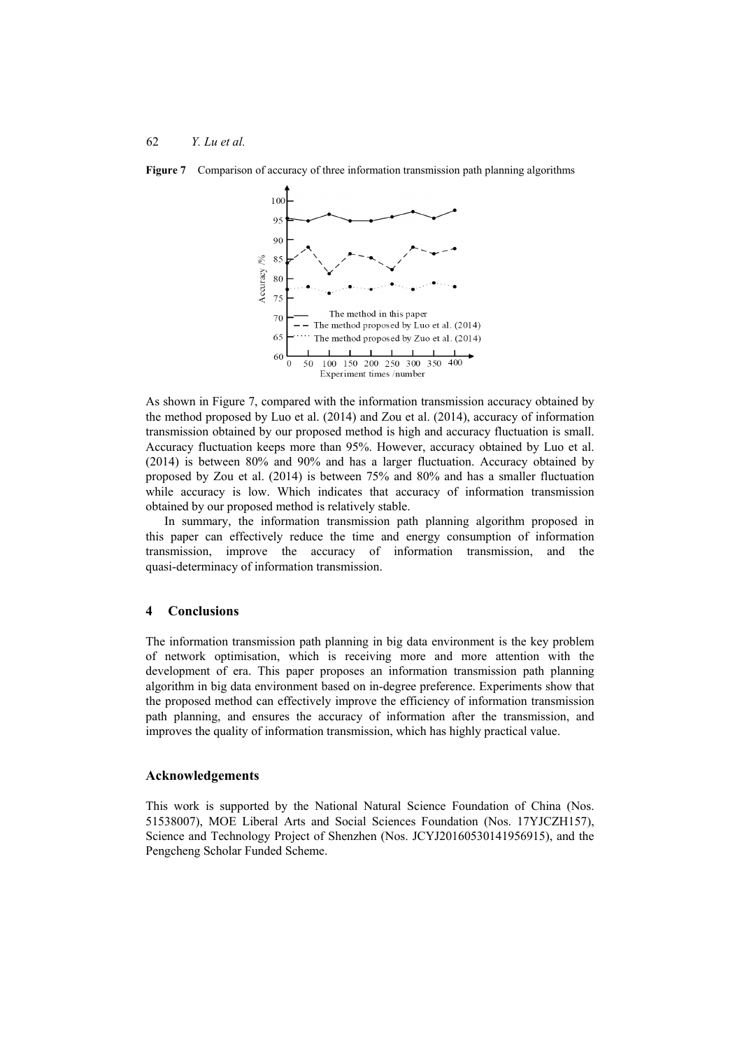**Figure 7** Comparison of accuracy of three information transmission path planning algorithms

As shown in Figure 7, compared with the information transmission accuracy obtained by the method proposed by Luo et al. (2014) and Zou et al. (2014), accuracy of information transmission obtained by our proposed method is high and accuracy fluctuation is small. Accuracy fluctuation keeps more than 95%. However, accuracy obtained by Luo et al. (2014) is between 80% and 90% and has a larger fluctuation. Accuracy obtained by proposed by Zou et al. (2014) is between 75% and 80% and has a smaller fluctuation while accuracy is low. Which indicates that accuracy of information transmission obtained by our proposed method is relatively stable.

In summary, the information transmission path planning algorithm proposed in this paper can effectively reduce the time and energy consumption of information transmission, improve the accuracy of information transmission, and the quasi-determinacy of information transmission.

## 4 Conclusions

The information transmission path planning in big data environment is the key problem of network optimisation, which is receiving more and more attention with the development of era. This paper proposes an information transmission path planning algorithm in big data environment based on in-degree preference. Experiments show that the proposed method can effectively improve the efficiency of information transmission path planning, and ensures the accuracy of information after the transmission, and improves the quality of information transmission, which has highly practical value.

## Acknowledgements

This work is supported by the National Natural Science Foundation of China (Nos. 51538007), MOE Liberal Arts and Social Sciences Foundation (Nos. 17YJCZH157), Science and Technology Project of Shenzhen (Nos. JCYJ20160530141956915), and the Pengcheng Scholar Funded Scheme.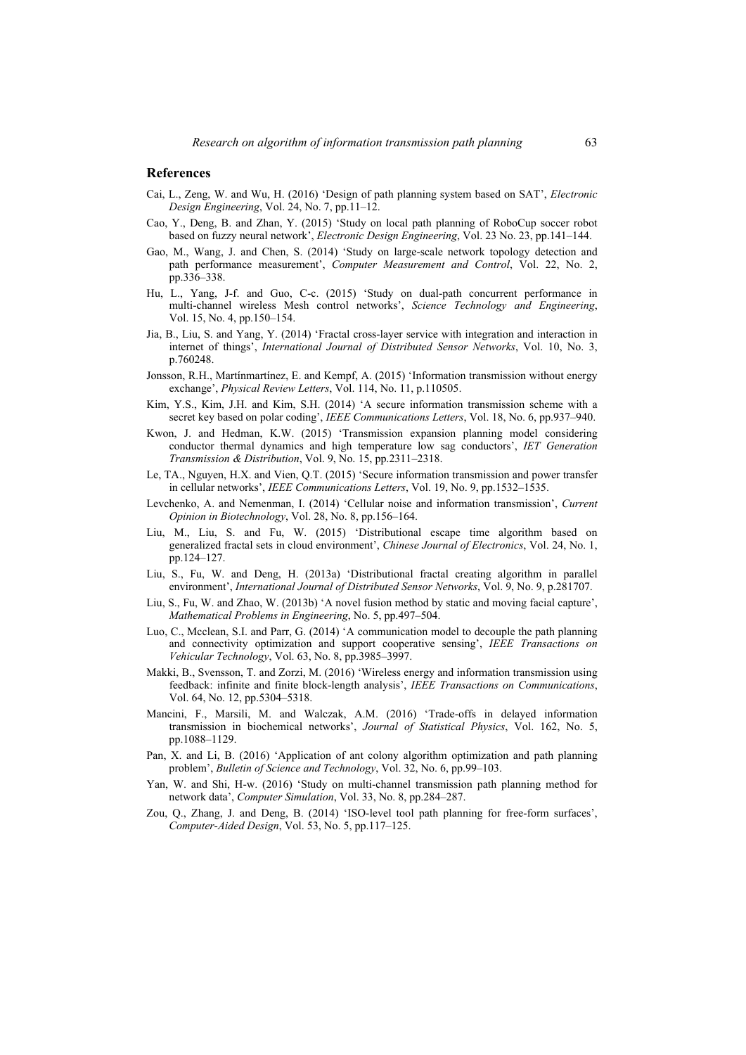## References

Cai, L., Zeng, W. and Wu, H. (2016) 'Design of path planning system based on SAT', *Electronic Design Engineering*, Vol. 24, No. 7, pp.11–12.

Cao, Y., Deng, B. and Zhan, Y. (2015) 'Study on local path planning of RoboCup soccer robot based on fuzzy neural network', *Electronic Design Engineering*, Vol. 23 No. 23, pp.141–144.

Gao, M., Wang, J. and Chen, S. (2014) 'Study on large-scale network topology detection and path performance measurement', *Computer Measurement and Control*, Vol. 22, No. 2, pp.336–338.

Hu, L., Yang, J-f. and Guo, C-c. (2015) 'Study on dual-path concurrent performance in multi-channel wireless Mesh control networks', *Science Technology and Engineering*, Vol. 15, No. 4, pp.150–154.

Jia, B., Liu, S. and Yang, Y. (2014) 'Fractal cross-layer service with integration and interaction in internet of things', *International Journal of Distributed Sensor Networks*, Vol. 10, No. 3, p.760248.

Jonsson, R.H., Martínmartínez, E. and Kempf, A. (2015) 'Information transmission without energy exchange', *Physical Review Letters*, Vol. 114, No. 11, p.110505.

Kim, Y.S., Kim, J.H. and Kim, S.H. (2014) 'A secure information transmission scheme with a secret key based on polar coding', *IEEE Communications Letters*, Vol. 18, No. 6, pp.937–940.

Kwon, J. and Hedman, K.W. (2015) 'Transmission expansion planning model considering conductor thermal dynamics and high temperature low sag conductors', *IET Generation Transmission & Distribution*, Vol. 9, No. 15, pp.2311–2318.

Le, TA., Nguyen, H.X. and Vien, Q.T. (2015) 'Secure information transmission and power transfer in cellular networks', *IEEE Communications Letters*, Vol. 19, No. 9, pp.1532–1535.

Levchenko, A. and Nemenman, I. (2014) 'Cellular noise and information transmission', *Current Opinion in Biotechnology*, Vol. 28, No. 8, pp.156–164.

Liu, M., Liu, S. and Fu, W. (2015) 'Distributional escape time algorithm based on generalized fractal sets in cloud environment', *Chinese Journal of Electronics*, Vol. 24, No. 1, pp.124–127.

Liu, S., Fu, W. and Deng, H. (2013a) 'Distributional fractal creating algorithm in parallel environment', *International Journal of Distributed Sensor Networks*, Vol. 9, No. 9, p.281707.

Liu, S., Fu, W. and Zhao, W. (2013b) 'A novel fusion method by static and moving facial capture', *Mathematical Problems in Engineering*, No. 5, pp.497–504.

Luo, C., Mcclean, S.I. and Parr, G. (2014) 'A communication model to decouple the path planning and connectivity optimization and support cooperative sensing', *IEEE Transactions on Vehicular Technology*, Vol. 63, No. 8, pp.3985–3997.

Makki, B., Svensson, T. and Zorzi, M. (2016) 'Wireless energy and information transmission using feedback: infinite and finite block-length analysis', *IEEE Transactions on Communications*, Vol. 64, No. 12, pp.5304–5318.

Mancini, F., Marsili, M. and Walczak, A.M. (2016) 'Trade-offs in delayed information transmission in biochemical networks', *Journal of Statistical Physics*, Vol. 162, No. 5, pp.1088–1129.

Pan, X. and Li, B. (2016) 'Application of ant colony algorithm optimization and path planning problem', *Bulletin of Science and Technology*, Vol. 32, No. 6, pp.99–103.

Yan, W. and Shi, H-w. (2016) 'Study on multi-channel transmission path planning method for network data', *Computer Simulation*, Vol. 33, No. 8, pp.284–287.

Zou, Q., Zhang, J. and Deng, B. (2014) 'ISO-level tool path planning for free-form surfaces', *Computer-Aided Design*, Vol. 53, No. 5, pp.117–125.